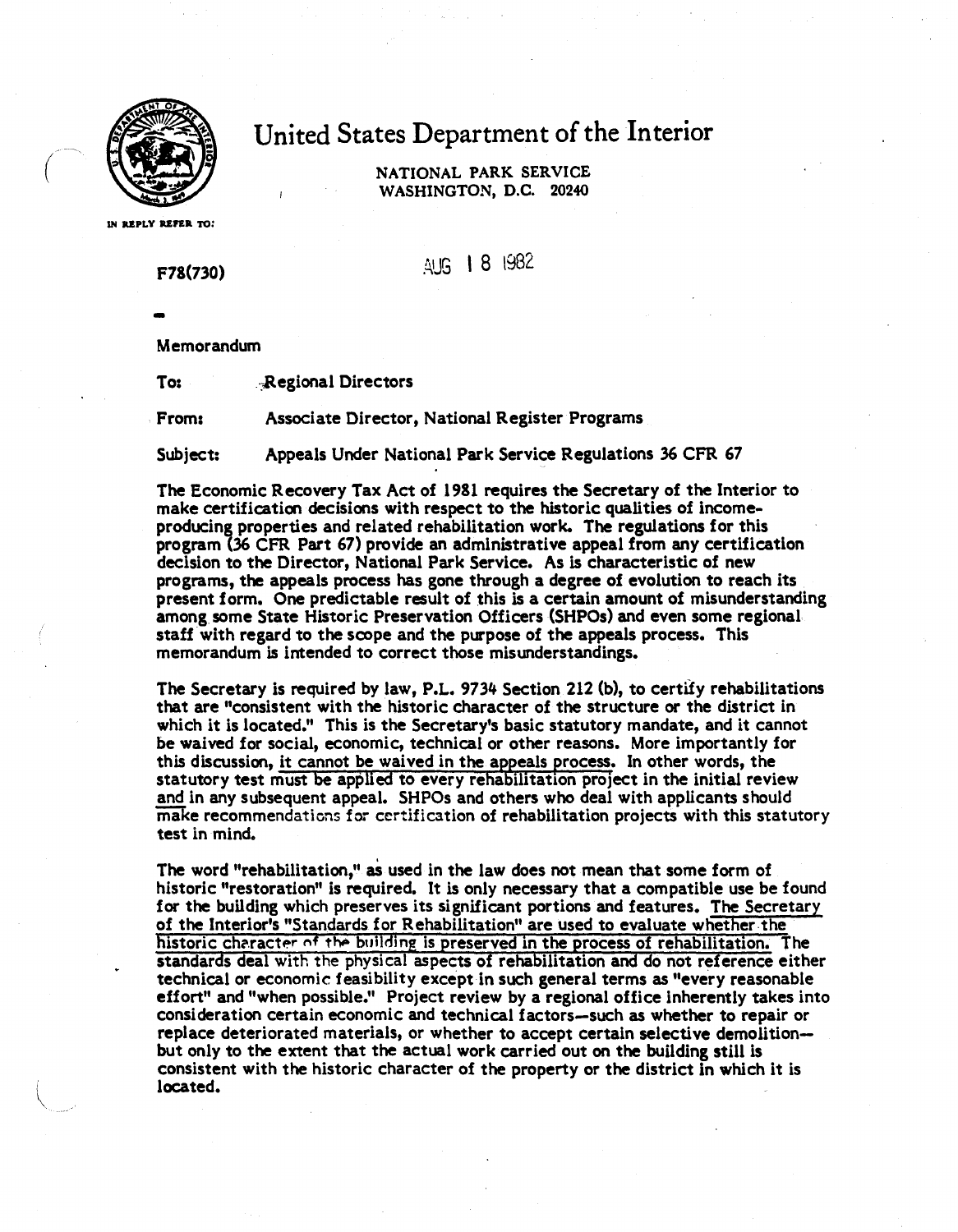# United States Department of the Interior

NATIONAL PARK SERVICE
WASHINGTON, D.C. 20240

IN REPLY REFER TO:

F78(730)

AUG 18 1982

Memorandum

To: Regional Directors

From: Associate Director, National Register Programs

Subject: Appeals Under National Park Service Regulations 36 CFR 67

The Economic Recovery Tax Act of 1981 requires the Secretary of the Interior to make certification decisions with respect to the historic qualities of income-producing properties and related rehabilitation work. The regulations for this program (36 CFR Part 67) provide an administrative appeal from any certification decision to the Director, National Park Service. As is characteristic of new programs, the appeals process has gone through a degree of evolution to reach its present form. One predictable result of this is a certain amount of misunderstanding among some State Historic Preservation Officers (SHPOs) and even some regional staff with regard to the scope and the purpose of the appeals process. This memorandum is intended to correct those misunderstandings.

The Secretary is required by law, P.L. 9734 Section 212 (b), to certify rehabilitations that are "consistent with the historic character of the structure or the district in which it is located." This is the Secretary's basic statutory mandate, and it cannot be waived for social, economic, technical or other reasons. More importantly for this discussion, it cannot be waived in the appeals process. In other words, the statutory test must be applied to every rehabilitation project in the initial review and in any subsequent appeal. SHPOs and others who deal with applicants should make recommendations for certification of rehabilitation projects with this statutory test in mind.

The word "rehabilitation," as used in the law does not mean that some form of historic "restoration" is required. It is only necessary that a compatible use be found for the building which preserves its significant portions and features. The Secretary of the Interior's "Standards for Rehabilitation" are used to evaluate whether the historic character of the building is preserved in the process of rehabilitation. The standards deal with the physical aspects of rehabilitation and do not reference either technical or economic feasibility except in such general terms as "every reasonable effort" and "when possible." Project review by a regional office inherently takes into consideration certain economic and technical factors—such as whether to repair or replace deteriorated materials, or whether to accept certain selective demolition—but only to the extent that the actual work carried out on the building still is consistent with the historic character of the property or the district in which it is located.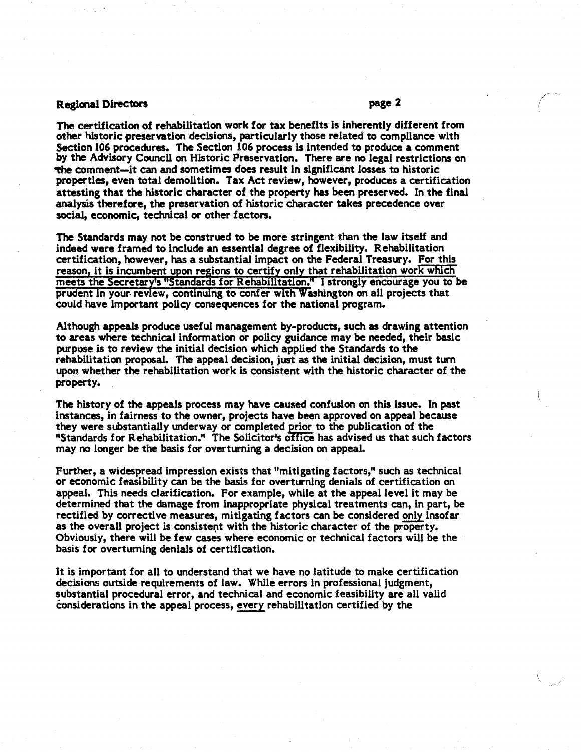The certification of rehabilitation work for tax benefits is inherently different from other historic preservation decisions, particularly those related to compliance with Section 106 procedures. The Section 106 process is intended to produce a comment by the Advisory Council on Historic Preservation. There are no legal restrictions on the comment—it can and sometimes does result in significant losses to historic properties, even total demolition. Tax Act review, however, produces a certification attesting that the historic character of the property has been preserved. In the final analysis therefore, the preservation of historic character takes precedence over social, economic, technical or other factors.

The Standards may not be construed to be more stringent than the law itself and indeed were framed to include an essential degree of flexibility. Rehabilitation certification, however, has a substantial impact on the Federal Treasury. <u>For this reason, it is incumbent upon regions to certify only that rehabilitation work which meets the Secretary's "Standards for Rehabilitation."</u> I strongly encourage you to be prudent in your review, continuing to confer with Washington on all projects that could have important policy consequences for the national program.

Although appeals produce useful management by-products, such as drawing attention to areas where technical information or policy guidance may be needed, their basic purpose is to review the initial decision which applied the Standards to the rehabilitation proposal. The appeal decision, just as the initial decision, must turn upon whether the rehabilitation work is consistent with the historic character of the property.

The history of the appeals process may have caused confusion on this issue. In past instances, in fairness to the owner, projects have been approved on appeal because they were substantially underway or completed <u>prior</u> to the publication of the "Standards for Rehabilitation." The Solicitor's office has advised us that such factors may no longer be the basis for overturning a decision on appeal.

Further, a widespread impression exists that "mitigating factors," such as technical or economic feasibility can be the basis for overturning denials of certification on appeal. This needs clarification. For example, while at the appeal level it may be determined that the damage from inappropriate physical treatments can, in part, be rectified by corrective measures, mitigating factors can be considered <u>only</u> insofar as the overall project is consistent with the historic character of the property. Obviously, there will be few cases where economic or technical factors will be the basis for overturning denials of certification.

It is important for all to understand that we have no latitude to make certification decisions outside requirements of law. While errors in professional judgment, substantial procedural error, and technical and economic feasibility are all valid considerations in the appeal process, <u>every</u> rehabilitation certified by the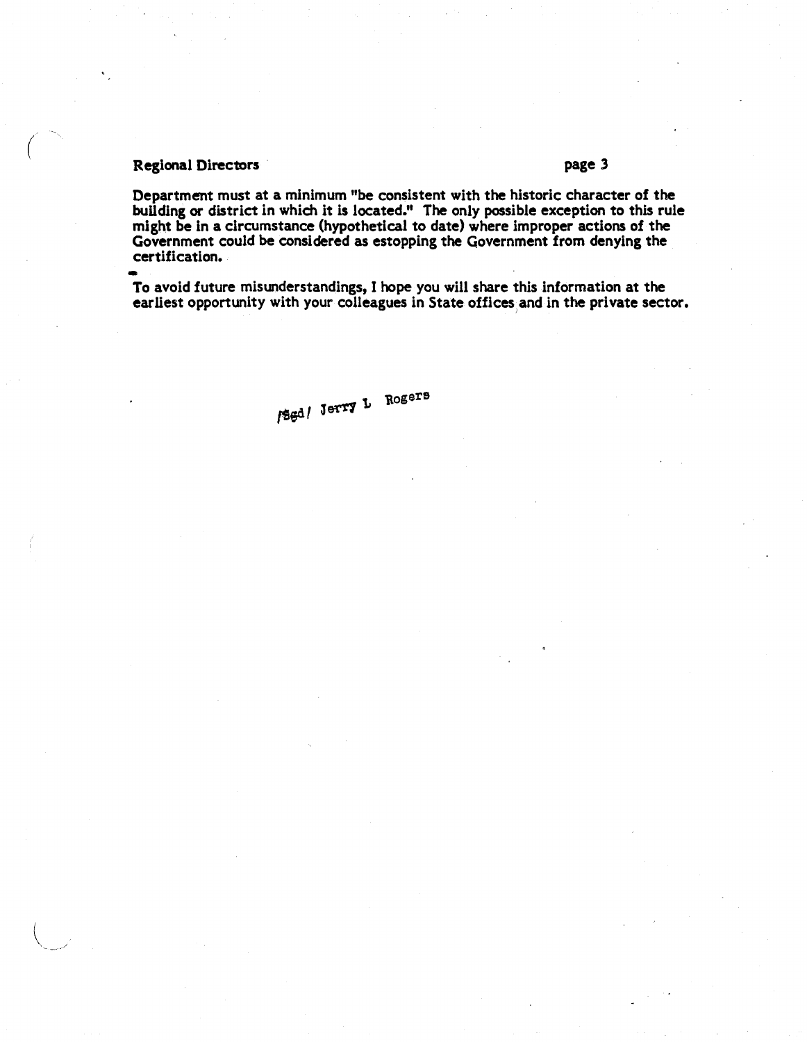Department must at a minimum "be consistent with the historic character of the building or district in which it is located." The only possible exception to this rule might be in a circumstance (hypothetical to date) where improper actions of the Government could be considered as estopping the Government from denying the certification.

To avoid future misunderstandings, I hope you will share this information at the earliest opportunity with your colleagues in State offices and in the private sector.

/Sgd/ Jerry L Rogers